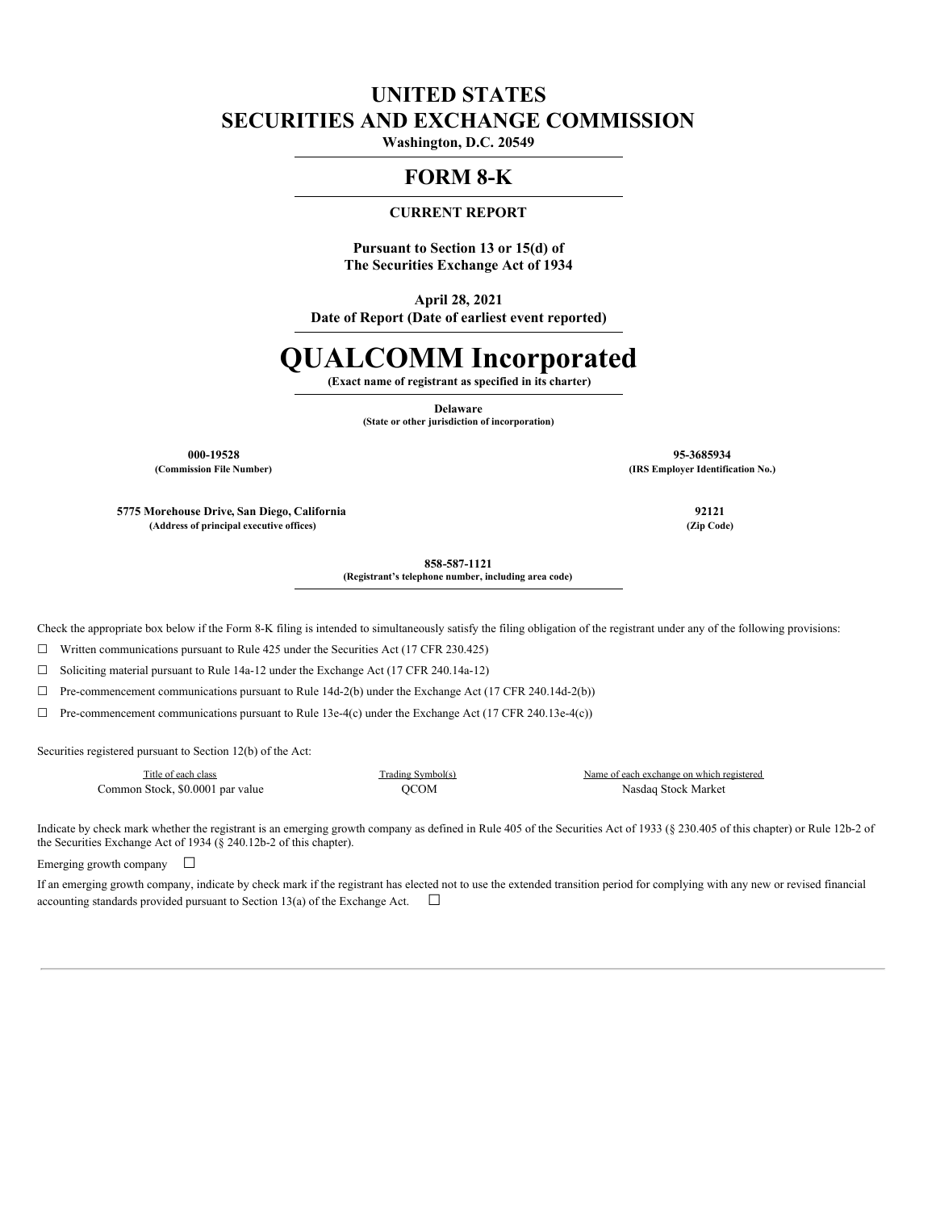# UNITED STATES
# SECURITIES AND EXCHANGE COMMISSION

**Washington, D.C. 20549**

## FORM 8-K

**CURRENT REPORT**

**Pursuant to Section 13 or 15(d) of**
**The Securities Exchange Act of 1934**

**April 28, 2021**
**Date of Report (Date of earliest event reported)**

# QUALCOMM Incorporated

**(Exact name of registrant as specified in its charter)**

**Delaware**
**(State or other jurisdiction of incorporation)**

| | |
|---|---|
| **000-19528** | **95-3685934** |
| **(Commission File Number)** | **(IRS Employer Identification No.)** |
| **5775 Morehouse Drive, San Diego, California** | **92121** |
| **(Address of principal executive offices)** | **(Zip Code)** |

**858-587-1121**
**(Registrant's telephone number, including area code)**

Check the appropriate box below if the Form 8-K filing is intended to simultaneously satisfy the filing obligation of the registrant under any of the following provisions:

☐ Written communications pursuant to Rule 425 under the Securities Act (17 CFR 230.425)

☐ Soliciting material pursuant to Rule 14a-12 under the Exchange Act (17 CFR 240.14a-12)

☐ Pre-commencement communications pursuant to Rule 14d-2(b) under the Exchange Act (17 CFR 240.14d-2(b))

☐ Pre-commencement communications pursuant to Rule 13e-4(c) under the Exchange Act (17 CFR 240.13e-4(c))

Securities registered pursuant to Section 12(b) of the Act:

| Title of each class | Trading Symbol(s) | Name of each exchange on which registered |
|---|---|---|
| Common Stock, $0.0001 par value | QCOM | Nasdaq Stock Market |

Indicate by check mark whether the registrant is an emerging growth company as defined in Rule 405 of the Securities Act of 1933 (§ 230.405 of this chapter) or Rule 12b-2 of the Securities Exchange Act of 1934 (§ 240.12b-2 of this chapter).

Emerging growth company ☐

If an emerging growth company, indicate by check mark if the registrant has elected not to use the extended transition period for complying with any new or revised financial accounting standards provided pursuant to Section 13(a) of the Exchange Act. ☐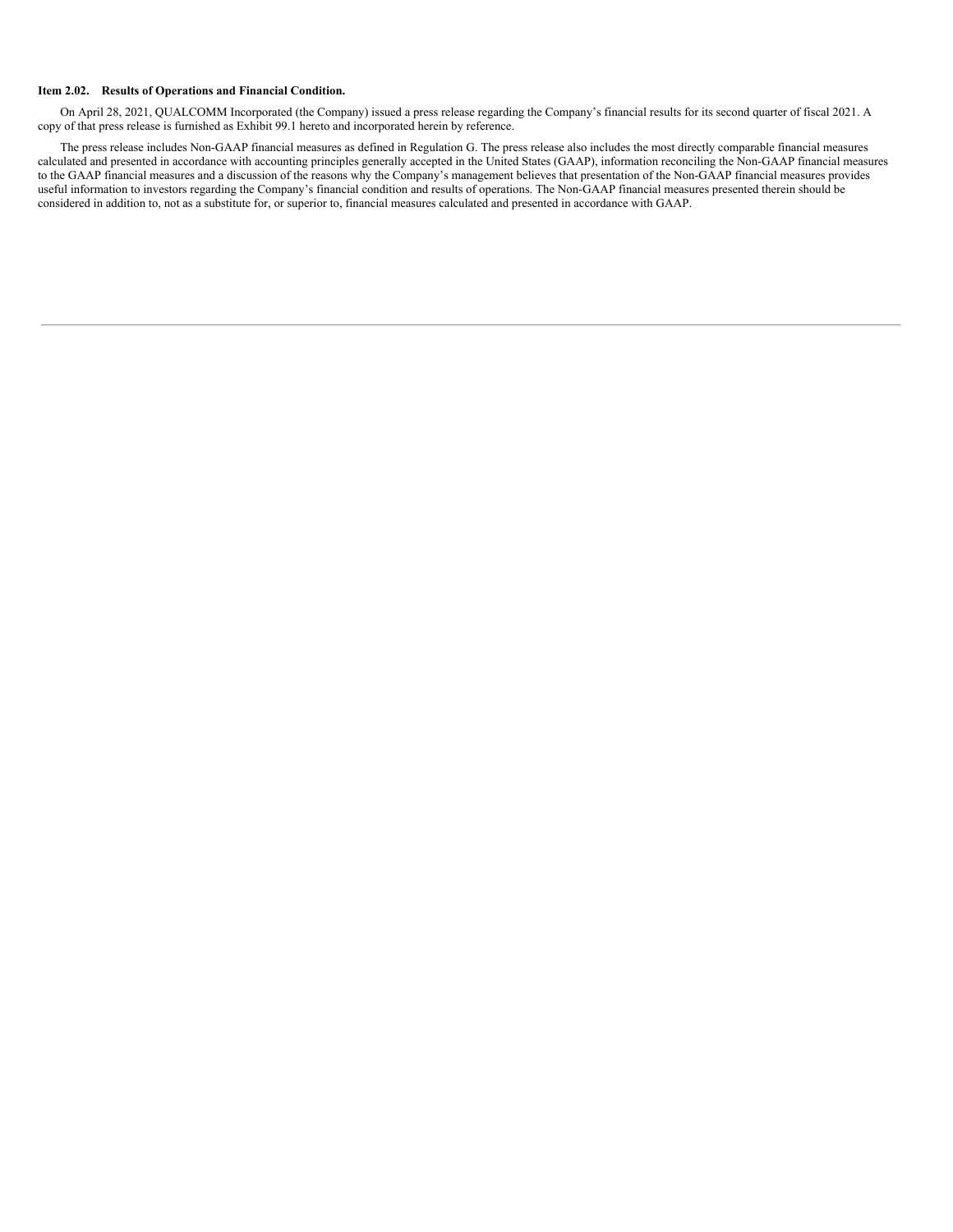**Item 2.02. Results of Operations and Financial Condition.**

On April 28, 2021, QUALCOMM Incorporated (the Company) issued a press release regarding the Company's financial results for its second quarter of fiscal 2021. A copy of that press release is furnished as Exhibit 99.1 hereto and incorporated herein by reference.

The press release includes Non-GAAP financial measures as defined in Regulation G. The press release also includes the most directly comparable financial measures calculated and presented in accordance with accounting principles generally accepted in the United States (GAAP), information reconciling the Non-GAAP financial measures to the GAAP financial measures and a discussion of the reasons why the Company's management believes that presentation of the Non-GAAP financial measures provides useful information to investors regarding the Company's financial condition and results of operations. The Non-GAAP financial measures presented therein should be considered in addition to, not as a substitute for, or superior to, financial measures calculated and presented in accordance with GAAP.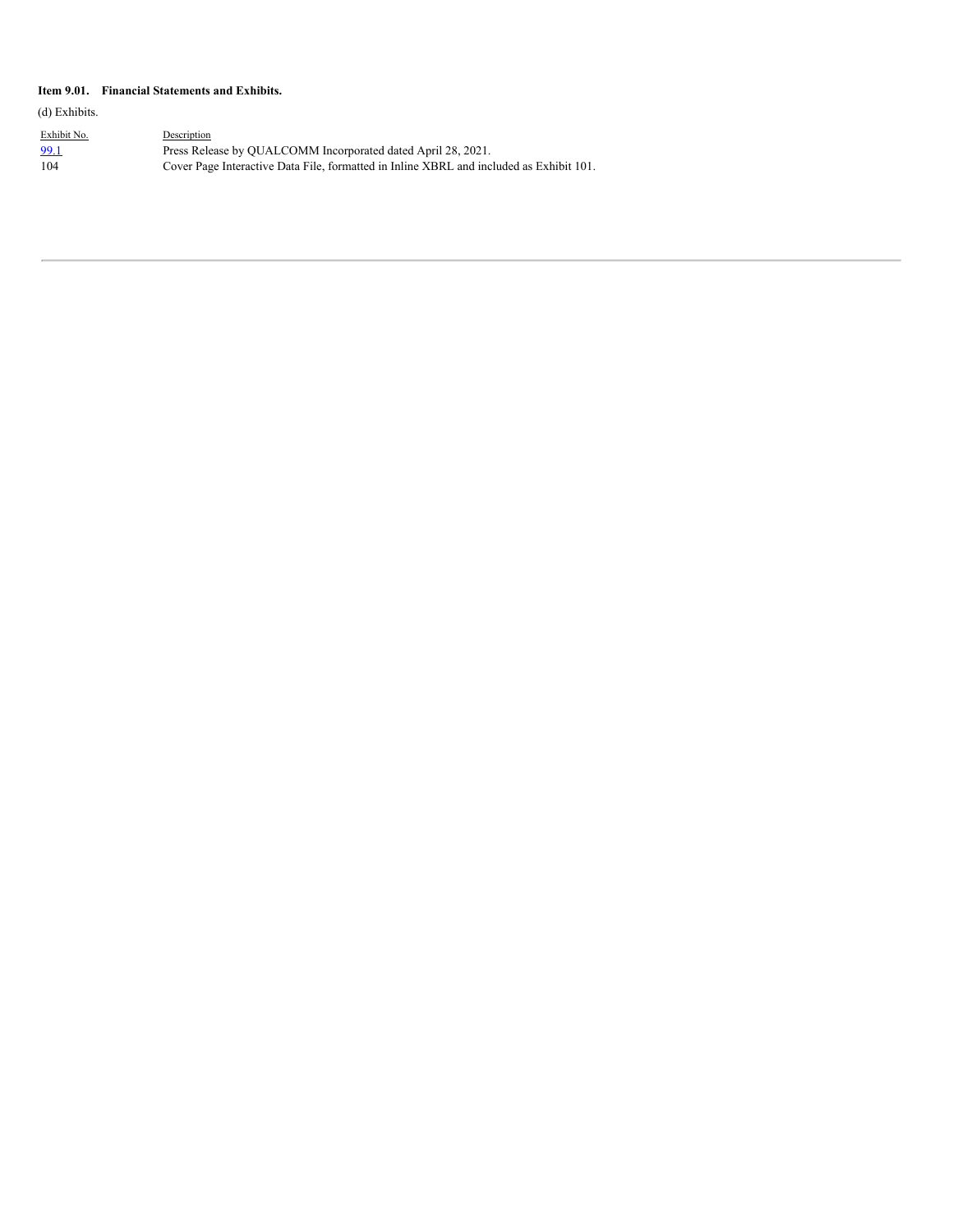**Item 9.01. Financial Statements and Exhibits.**

(d) Exhibits.

| Exhibit No. | Description |
|---|---|
| 99.1 | Press Release by QUALCOMM Incorporated dated April 28, 2021. |
| 104 | Cover Page Interactive Data File, formatted in Inline XBRL and included as Exhibit 101. |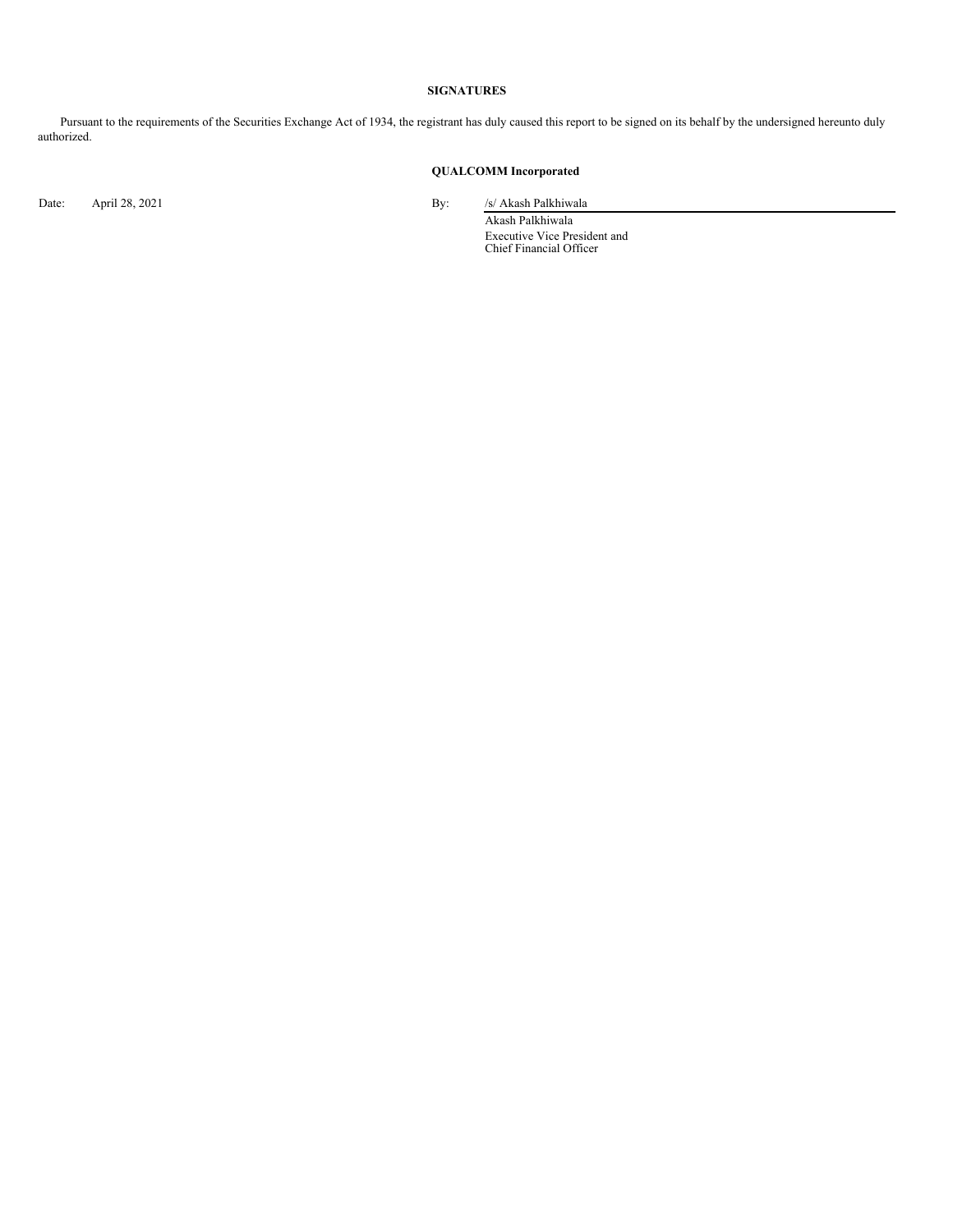## SIGNATURES

Pursuant to the requirements of the Securities Exchange Act of 1934, the registrant has duly caused this report to be signed on its behalf by the undersigned hereunto duly authorized.

**QUALCOMM Incorporated**

Date: April 28, 2021

By: /s/ Akash Palkhiwala

Akash Palkhiwala
Executive Vice President and
Chief Financial Officer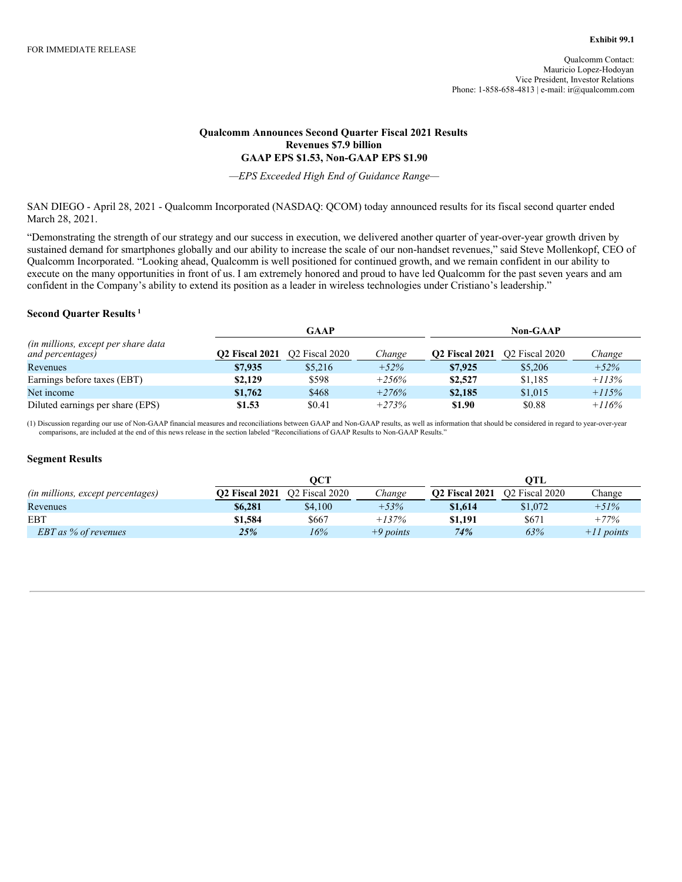**Exhibit 99.1**

FOR IMMEDIATE RELEASE

Qualcomm Contact:
Mauricio Lopez-Hodoyan
Vice President, Investor Relations
Phone: 1-858-658-4813 | e-mail: ir@qualcomm.com

# Qualcomm Announces Second Quarter Fiscal 2021 Results
## Revenues $7.9 billion
## GAAP EPS $1.53, Non-GAAP EPS $1.90

*—EPS Exceeded High End of Guidance Range—*

SAN DIEGO - April 28, 2021 - Qualcomm Incorporated (NASDAQ: QCOM) today announced results for its fiscal second quarter ended March 28, 2021.

"Demonstrating the strength of our strategy and our success in execution, we delivered another quarter of year-over-year growth driven by sustained demand for smartphones globally and our ability to increase the scale of our non-handset revenues," said Steve Mollenkopf, CEO of Qualcomm Incorporated. "Looking ahead, Qualcomm is well positioned for continued growth, and we remain confident in our ability to execute on the many opportunities in front of us. I am extremely honored and proud to have led Qualcomm for the past seven years and am confident in the Company's ability to extend its position as a leader in wireless technologies under Cristiano's leadership."

### Second Quarter Results [1]

| | GAAP | | | Non-GAAP | | |
|---|---|---|---|---|---|---|
| *(in millions, except per share data and percentages)* | **Q2 Fiscal 2021** | Q2 Fiscal 2020 | *Change* | **Q2 Fiscal 2021** | Q2 Fiscal 2020 | *Change* |
| Revenues | **$7,935** | $5,216 | *+52%* | **$7,925** | $5,206 | *+52%* |
| Earnings before taxes (EBT) | **$2,129** | $598 | *+256%* | **$2,527** | $1,185 | *+113%* |
| Net income | **$1,762** | $468 | *+276%* | **$2,185** | $1,015 | *+115%* |
| Diluted earnings per share (EPS) | **$1.53** | $0.41 | *+273%* | **$1.90** | $0.88 | *+116%* |

(1) Discussion regarding our use of Non-GAAP financial measures and reconciliations between GAAP and Non-GAAP results, as well as information that should be considered in regard to year-over-year comparisons, are included at the end of this news release in the section labeled "Reconciliations of GAAP Results to Non-GAAP Results."

### Segment Results

| | QCT | | | QTL | | |
|---|---|---|---|---|---|---|
| *(in millions, except percentages)* | **Q2 Fiscal 2021** | Q2 Fiscal 2020 | *Change* | **Q2 Fiscal 2021** | Q2 Fiscal 2020 | Change |
| Revenues | **$6,281** | $4,100 | *+53%* | **$1,614** | $1,072 | *+51%* |
| EBT | **$1,584** | $667 | *+137%* | **$1,191** | $671 | *+77%* |
| *EBT as % of revenues* | ***25%*** | *16%* | *+9 points* | ***74%*** | *63%* | *+11 points* |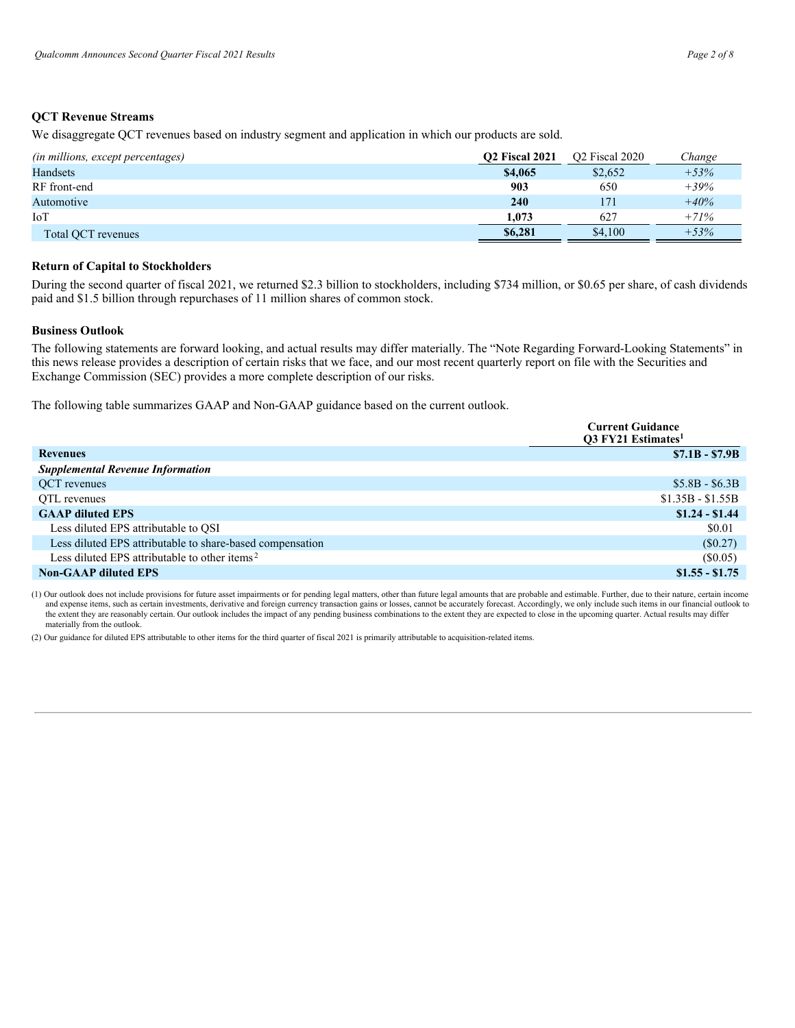### QCT Revenue Streams

We disaggregate QCT revenues based on industry segment and application in which our products are sold.

| *(in millions, except percentages)* | **Q2 Fiscal 2021** | Q2 Fiscal 2020 | *Change* |
|---|---|---|---|
| Handsets | **$4,065** | $2,652 | *+53%* |
| RF front-end | **903** | 650 | *+39%* |
| Automotive | **240** | 171 | *+40%* |
| IoT | **1,073** | 627 | *+71%* |
| Total QCT revenues | **$6,281** | $4,100 | *+53%* |

### Return of Capital to Stockholders

During the second quarter of fiscal 2021, we returned $2.3 billion to stockholders, including $734 million, or $0.65 per share, of cash dividends paid and $1.5 billion through repurchases of 11 million shares of common stock.

### Business Outlook

The following statements are forward looking, and actual results may differ materially. The "Note Regarding Forward-Looking Statements" in this news release provides a description of certain risks that we face, and our most recent quarterly report on file with the Securities and Exchange Commission (SEC) provides a more complete description of our risks.

The following table summarizes GAAP and Non-GAAP guidance based on the current outlook.

| | **Current Guidance Q3 FY21 Estimates[1]** |
|---|---|
| **Revenues** | **$7.1B - $7.9B** |
| ***Supplemental Revenue Information*** | |
| QCT revenues | $5.8B - $6.3B |
| QTL revenues | $1.35B - $1.55B |
| **GAAP diluted EPS** | **$1.24 - $1.44** |
| Less diluted EPS attributable to QSI | $0.01 |
| Less diluted EPS attributable to share-based compensation | ($0.27) |
| Less diluted EPS attributable to other items[2] | ($0.05) |
| **Non-GAAP diluted EPS** | **$1.55 - $1.75** |

(1) Our outlook does not include provisions for future asset impairments or for pending legal matters, other than future legal amounts that are probable and estimable. Further, due to their nature, certain income and expense items, such as certain investments, derivative and foreign currency transaction gains or losses, cannot be accurately forecast. Accordingly, we only include such items in our financial outlook to the extent they are reasonably certain. Our outlook includes the impact of any pending business combinations to the extent they are expected to close in the upcoming quarter. Actual results may differ materially from the outlook.

(2) Our guidance for diluted EPS attributable to other items for the third quarter of fiscal 2021 is primarily attributable to acquisition-related items.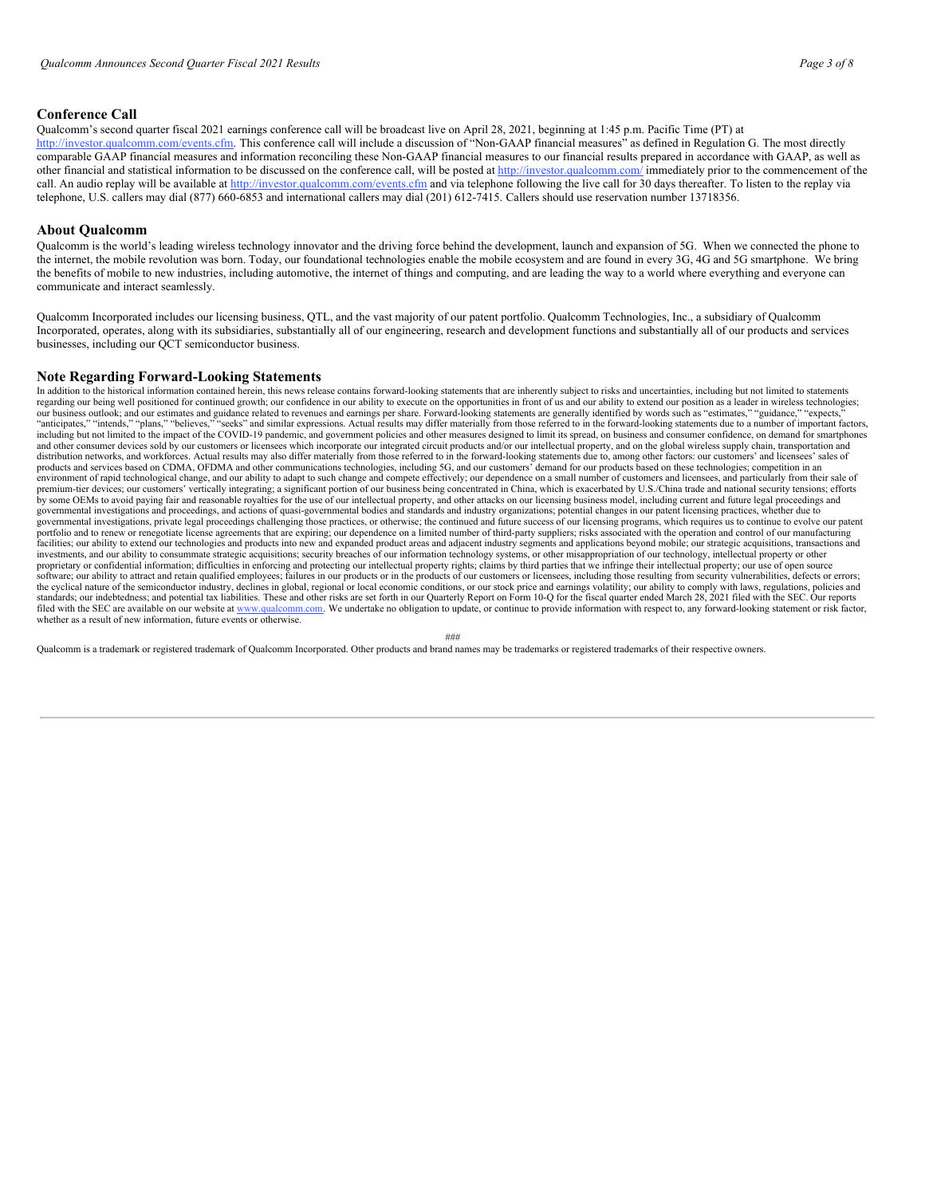## Conference Call

Qualcomm's second quarter fiscal 2021 earnings conference call will be broadcast live on April 28, 2021, beginning at 1:45 p.m. Pacific Time (PT) at http://investor.qualcomm.com/events.cfm. This conference call will include a discussion of "Non-GAAP financial measures" as defined in Regulation G. The most directly comparable GAAP financial measures and information reconciling these Non-GAAP financial measures to our financial results prepared in accordance with GAAP, as well as other financial and statistical information to be discussed on the conference call, will be posted at http://investor.qualcomm.com/ immediately prior to the commencement of the call. An audio replay will be available at http://investor.qualcomm.com/events.cfm and via telephone following the live call for 30 days thereafter. To listen to the replay via telephone, U.S. callers may dial (877) 660-6853 and international callers may dial (201) 612-7415. Callers should use reservation number 13718356.

## About Qualcomm

Qualcomm is the world's leading wireless technology innovator and the driving force behind the development, launch and expansion of 5G. When we connected the phone to the internet, the mobile revolution was born. Today, our foundational technologies enable the mobile ecosystem and are found in every 3G, 4G and 5G smartphone. We bring the benefits of mobile to new industries, including automotive, the internet of things and computing, and are leading the way to a world where everything and everyone can communicate and interact seamlessly.

Qualcomm Incorporated includes our licensing business, QTL, and the vast majority of our patent portfolio. Qualcomm Technologies, Inc., a subsidiary of Qualcomm Incorporated, operates, along with its subsidiaries, substantially all of our engineering, research and development functions and substantially all of our products and services businesses, including our QCT semiconductor business.

## Note Regarding Forward-Looking Statements

In addition to the historical information contained herein, this news release contains forward-looking statements that are inherently subject to risks and uncertainties, including but not limited to statements regarding our being well positioned for continued growth; our confidence in our ability to execute on the opportunities in front of us and our ability to extend our position as a leader in wireless technologies; our business outlook; and our estimates and guidance related to revenues and earnings per share. Forward-looking statements are generally identified by words such as "estimates," "guidance," "expects," "anticipates," "intends," "plans," "believes," "seeks" and similar expressions. Actual results may differ materially from those referred to in the forward-looking statements due to a number of important factors, including but not limited to the impact of the COVID-19 pandemic, and government policies and other measures designed to limit its spread, on business and consumer confidence, on demand for smartphones and other consumer devices sold by our customers or licensees which incorporate our integrated circuit products and/or our intellectual property, and on the global wireless supply chain, transportation and distribution networks, and workforces. Actual results may also differ materially from those referred to in the forward-looking statements due to, among other factors: our customers' and licensees' sales of products and services based on CDMA, OFDMA and other communications technologies, including 5G, and our customers' demand for our products based on these technologies; competition in an environment of rapid technological change, and our ability to adapt to such change and compete effectively; our dependence on a small number of customers and licensees, and particularly from their sale of premium-tier devices; our customers' vertically integrating; a significant portion of our business being concentrated in China, which is exacerbated by U.S./China trade and national security tensions; efforts by some OEMs to avoid paying fair and reasonable royalties for the use of our intellectual property, and other attacks on our licensing business model, including current and future legal proceedings and governmental investigations and proceedings, and actions of quasi-governmental bodies and standards and industry organizations; potential changes in our patent licensing practices, whether due to governmental investigations, private legal proceedings challenging those practices, or otherwise; the continued and future success of our licensing programs, which requires us to continue to evolve our patent portfolio and to renew or renegotiate license agreements that are expiring; our dependence on a limited number of third-party suppliers; risks associated with the operation and control of our manufacturing facilities; our ability to extend our technologies and products into new and expanded product areas and adjacent industry segments and applications beyond mobile; our strategic acquisitions, transactions and investments, and our ability to consummate strategic acquisitions; security breaches of our information technology systems, or other misappropriation of our technology, intellectual property or other proprietary or confidential information; difficulties in enforcing and protecting our intellectual property rights; claims by third parties that we infringe their intellectual property; our use of open source software; our ability to attract and retain qualified employees; failures in our products or in the products of our customers or licensees, including those resulting from security vulnerabilities, defects or errors; the cyclical nature of the semiconductor industry, declines in global, regional or local economic conditions, or our stock price and earnings volatility; our ability to comply with laws, regulations, policies and standards; our indebtedness; and potential tax liabilities. These and other risks are set forth in our Quarterly Report on Form 10-Q for the fiscal quarter ended March 28, 2021 filed with the SEC. Our reports filed with the SEC are available on our website at www.qualcomm.com. We undertake no obligation to update, or continue to provide information with respect to, any forward-looking statement or risk factor, whether as a result of new information, future events or otherwise.

###

Qualcomm is a trademark or registered trademark of Qualcomm Incorporated. Other products and brand names may be trademarks or registered trademarks of their respective owners.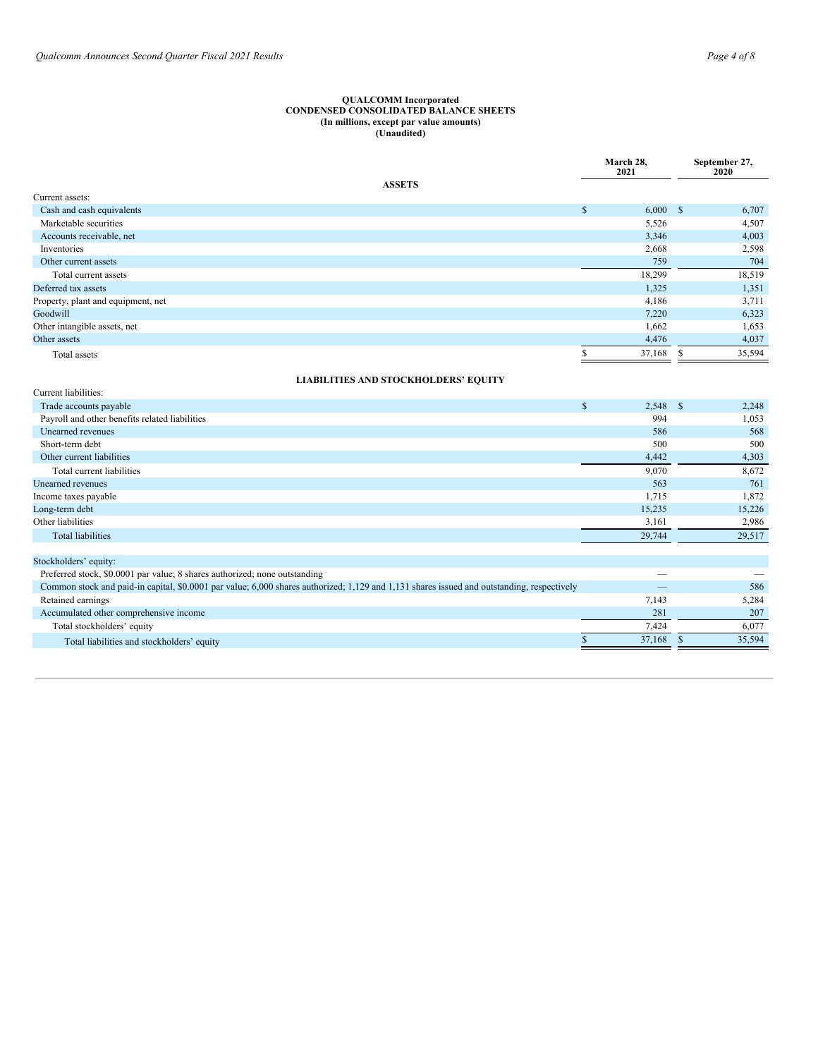**QUALCOMM Incorporated**
**CONDENSED CONSOLIDATED BALANCE SHEETS**
**(In millions, except par value amounts)**
**(Unaudited)**

| | March 28, 2021 | September 27, 2020 |
|---|---|---|
| **ASSETS** | | |
| Current assets: | | |
| Cash and cash equivalents | $ 6,000 | $ 6,707 |
| Marketable securities | 5,526 | 4,507 |
| Accounts receivable, net | 3,346 | 4,003 |
| Inventories | 2,668 | 2,598 |
| Other current assets | 759 | 704 |
| Total current assets | 18,299 | 18,519 |
| Deferred tax assets | 1,325 | 1,351 |
| Property, plant and equipment, net | 4,186 | 3,711 |
| Goodwill | 7,220 | 6,323 |
| Other intangible assets, net | 1,662 | 1,653 |
| Other assets | 4,476 | 4,037 |
| Total assets | $ 37,168 | $ 35,594 |
| **LIABILITIES AND STOCKHOLDERS' EQUITY** | | |
| Current liabilities: | | |
| Trade accounts payable | $ 2,548 | $ 2,248 |
| Payroll and other benefits related liabilities | 994 | 1,053 |
| Unearned revenues | 586 | 568 |
| Short-term debt | 500 | 500 |
| Other current liabilities | 4,442 | 4,303 |
| Total current liabilities | 9,070 | 8,672 |
| Unearned revenues | 563 | 761 |
| Income taxes payable | 1,715 | 1,872 |
| Long-term debt | 15,235 | 15,226 |
| Other liabilities | 3,161 | 2,986 |
| Total liabilities | 29,744 | 29,517 |
| Stockholders' equity: | | |
| Preferred stock, $0.0001 par value; 8 shares authorized; none outstanding | — | — |
| Common stock and paid-in capital, $0.0001 par value; 6,000 shares authorized; 1,129 and 1,131 shares issued and outstanding, respectively | — | 586 |
| Retained earnings | 7,143 | 5,284 |
| Accumulated other comprehensive income | 281 | 207 |
| Total stockholders' equity | 7,424 | 6,077 |
| Total liabilities and stockholders' equity | $ 37,168 | $ 35,594 |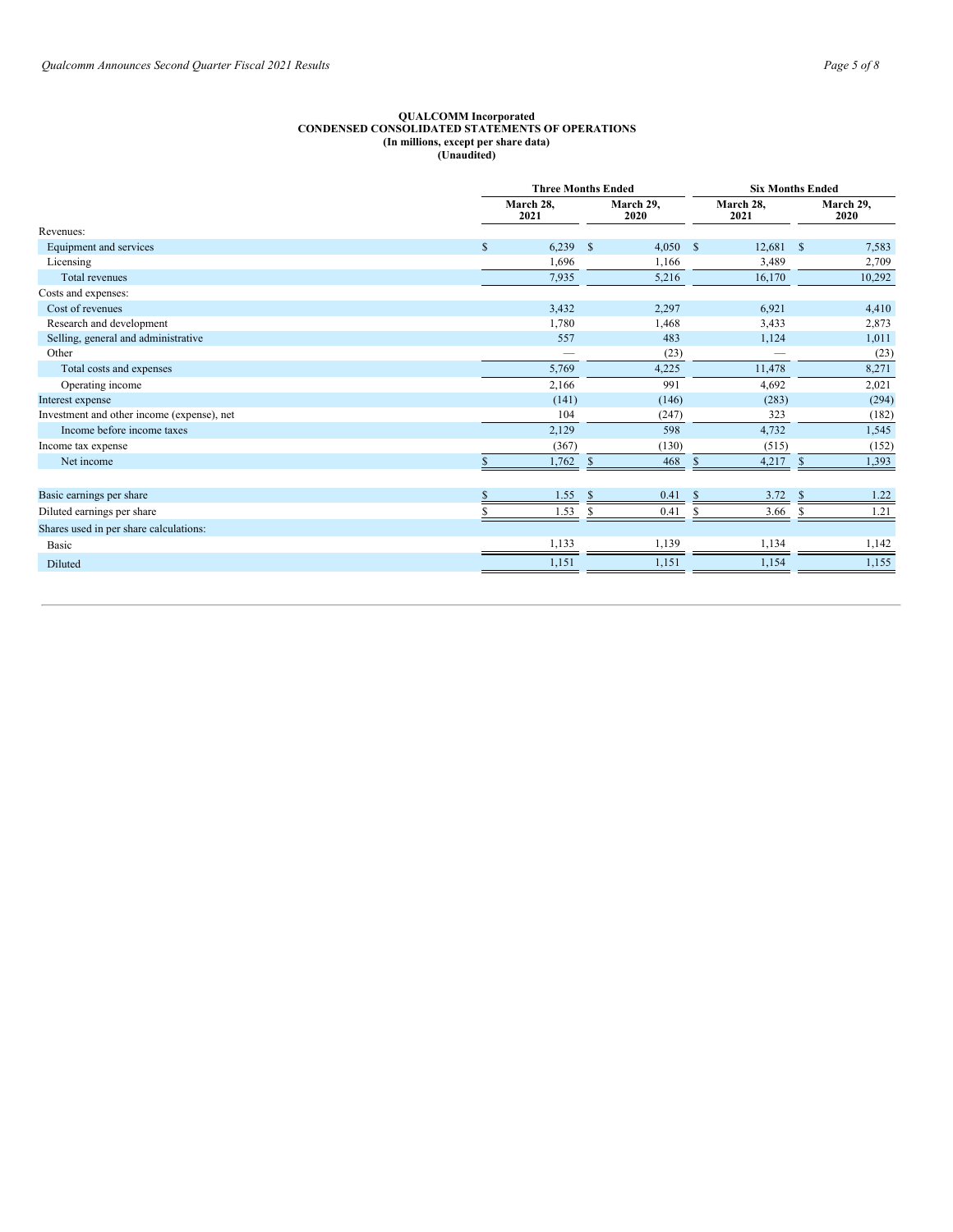**QUALCOMM Incorporated**
**CONDENSED CONSOLIDATED STATEMENTS OF OPERATIONS**
**(In millions, except per share data)**
**(Unaudited)**

| | Three Months Ended | | Six Months Ended | |
|---|---|---|---|---|
| | March 28, 2021 | March 29, 2020 | March 28, 2021 | March 29, 2020 |
| Revenues: | | | | |
| Equipment and services | $ 6,239 | $ 4,050 | $ 12,681 | $ 7,583 |
| Licensing | 1,696 | 1,166 | 3,489 | 2,709 |
| Total revenues | 7,935 | 5,216 | 16,170 | 10,292 |
| Costs and expenses: | | | | |
| Cost of revenues | 3,432 | 2,297 | 6,921 | 4,410 |
| Research and development | 1,780 | 1,468 | 3,433 | 2,873 |
| Selling, general and administrative | 557 | 483 | 1,124 | 1,011 |
| Other | — | (23) | — | (23) |
| Total costs and expenses | 5,769 | 4,225 | 11,478 | 8,271 |
| Operating income | 2,166 | 991 | 4,692 | 2,021 |
| Interest expense | (141) | (146) | (283) | (294) |
| Investment and other income (expense), net | 104 | (247) | 323 | (182) |
| Income before income taxes | 2,129 | 598 | 4,732 | 1,545 |
| Income tax expense | (367) | (130) | (515) | (152) |
| Net income | $ 1,762 | $ 468 | $ 4,217 | $ 1,393 |
| | | | | |
| Basic earnings per share | $ 1.55 | $ 0.41 | $ 3.72 | $ 1.22 |
| Diluted earnings per share | $ 1.53 | $ 0.41 | $ 3.66 | $ 1.21 |
| Shares used in per share calculations: | | | | |
| Basic | 1,133 | 1,139 | 1,134 | 1,142 |
| Diluted | 1,151 | 1,151 | 1,154 | 1,155 |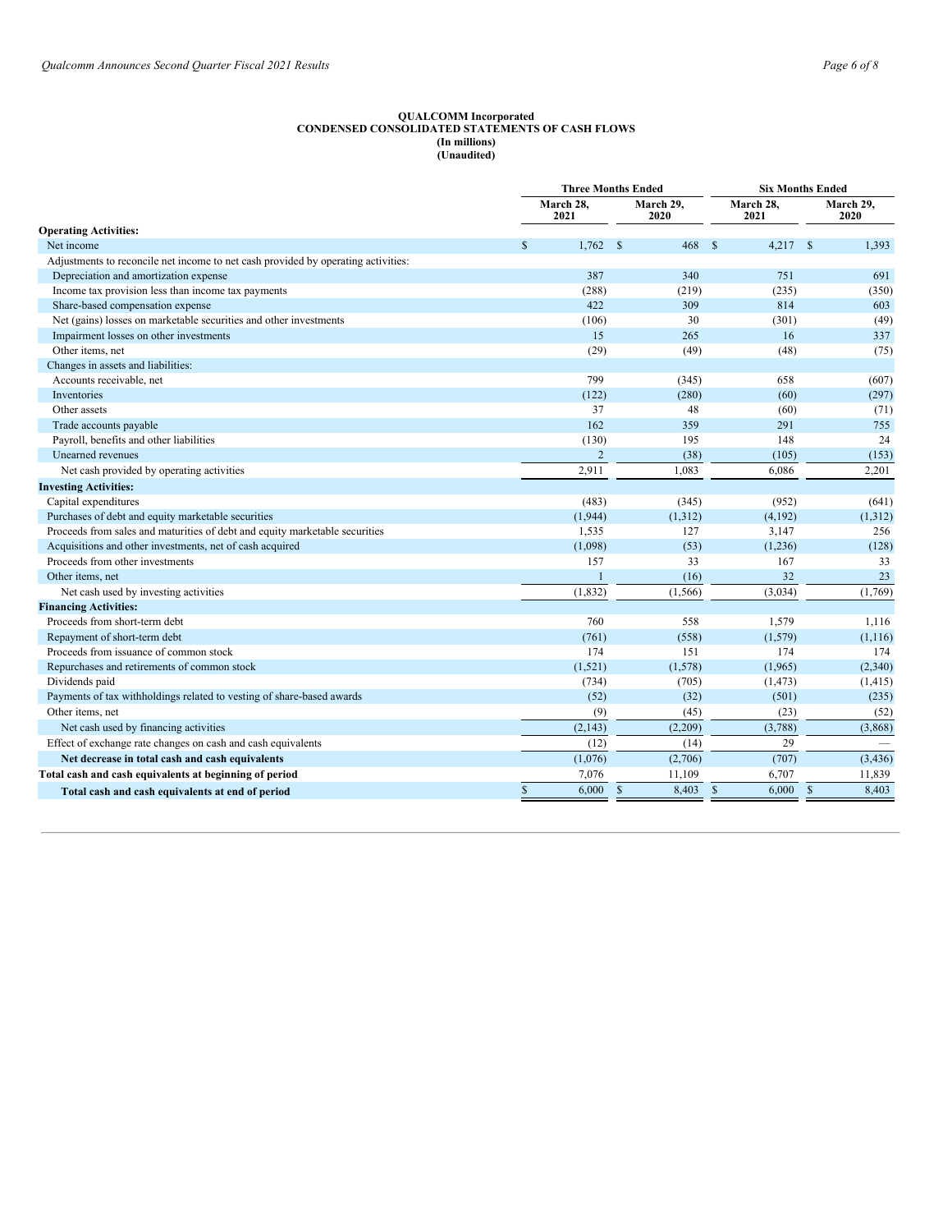**QUALCOMM Incorporated**
**CONDENSED CONSOLIDATED STATEMENTS OF CASH FLOWS**
**(In millions)**
**(Unaudited)**

| | Three Months Ended | | Six Months Ended | |
|---|---|---|---|---|
| | March 28, 2021 | March 29, 2020 | March 28, 2021 | March 29, 2020 |
| **Operating Activities:** | | | | |
| Net income | $ 1,762 | $ 468 | $ 4,217 | $ 1,393 |
| Adjustments to reconcile net income to net cash provided by operating activities: | | | | |
| Depreciation and amortization expense | 387 | 340 | 751 | 691 |
| Income tax provision less than income tax payments | (288) | (219) | (235) | (350) |
| Share-based compensation expense | 422 | 309 | 814 | 603 |
| Net (gains) losses on marketable securities and other investments | (106) | 30 | (301) | (49) |
| Impairment losses on other investments | 15 | 265 | 16 | 337 |
| Other items, net | (29) | (49) | (48) | (75) |
| Changes in assets and liabilities: | | | | |
| Accounts receivable, net | 799 | (345) | 658 | (607) |
| Inventories | (122) | (280) | (60) | (297) |
| Other assets | 37 | 48 | (60) | (71) |
| Trade accounts payable | 162 | 359 | 291 | 755 |
| Payroll, benefits and other liabilities | (130) | 195 | 148 | 24 |
| Unearned revenues | 2 | (38) | (105) | (153) |
| Net cash provided by operating activities | 2,911 | 1,083 | 6,086 | 2,201 |
| **Investing Activities:** | | | | |
| Capital expenditures | (483) | (345) | (952) | (641) |
| Purchases of debt and equity marketable securities | (1,944) | (1,312) | (4,192) | (1,312) |
| Proceeds from sales and maturities of debt and equity marketable securities | 1,535 | 127 | 3,147 | 256 |
| Acquisitions and other investments, net of cash acquired | (1,098) | (53) | (1,236) | (128) |
| Proceeds from other investments | 157 | 33 | 167 | 33 |
| Other items, net | 1 | (16) | 32 | 23 |
| Net cash used by investing activities | (1,832) | (1,566) | (3,034) | (1,769) |
| **Financing Activities:** | | | | |
| Proceeds from short-term debt | 760 | 558 | 1,579 | 1,116 |
| Repayment of short-term debt | (761) | (558) | (1,579) | (1,116) |
| Proceeds from issuance of common stock | 174 | 151 | 174 | 174 |
| Repurchases and retirements of common stock | (1,521) | (1,578) | (1,965) | (2,340) |
| Dividends paid | (734) | (705) | (1,473) | (1,415) |
| Payments of tax withholdings related to vesting of share-based awards | (52) | (32) | (501) | (235) |
| Other items, net | (9) | (45) | (23) | (52) |
| Net cash used by financing activities | (2,143) | (2,209) | (3,788) | (3,868) |
| Effect of exchange rate changes on cash and cash equivalents | (12) | (14) | 29 | — |
| **Net decrease in total cash and cash equivalents** | (1,076) | (2,706) | (707) | (3,436) |
| **Total cash and cash equivalents at beginning of period** | 7,076 | 11,109 | 6,707 | 11,839 |
| **Total cash and cash equivalents at end of period** | $ 6,000 | $ 8,403 | $ 6,000 | $ 8,403 |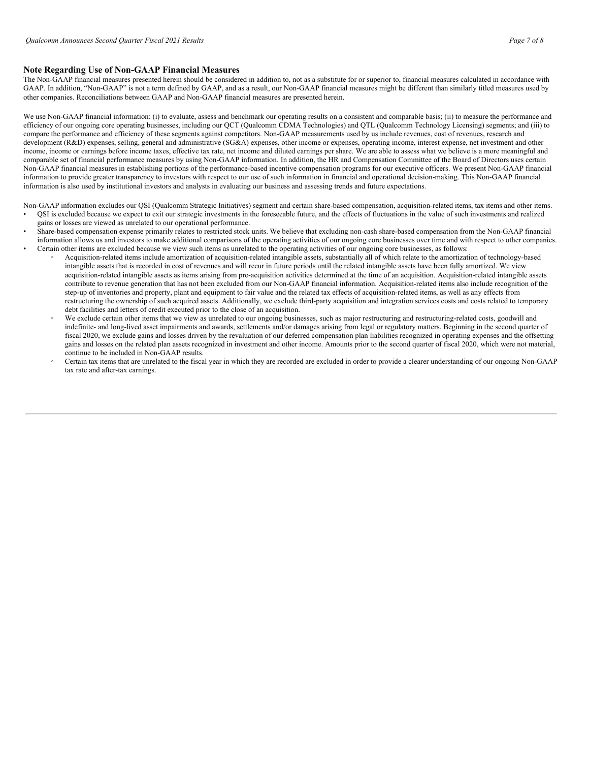## Note Regarding Use of Non-GAAP Financial Measures

The Non-GAAP financial measures presented herein should be considered in addition to, not as a substitute for or superior to, financial measures calculated in accordance with GAAP. In addition, "Non-GAAP" is not a term defined by GAAP, and as a result, our Non-GAAP financial measures might be different than similarly titled measures used by other companies. Reconciliations between GAAP and Non-GAAP financial measures are presented herein.

We use Non-GAAP financial information: (i) to evaluate, assess and benchmark our operating results on a consistent and comparable basis; (ii) to measure the performance and efficiency of our ongoing core operating businesses, including our QCT (Qualcomm CDMA Technologies) and QTL (Qualcomm Technology Licensing) segments; and (iii) to compare the performance and efficiency of these segments against competitors. Non-GAAP measurements used by us include revenues, cost of revenues, research and development (R&D) expenses, selling, general and administrative (SG&A) expenses, other income or expenses, operating income, interest expense, net investment and other income, income or earnings before income taxes, effective tax rate, net income and diluted earnings per share. We are able to assess what we believe is a more meaningful and comparable set of financial performance measures by using Non-GAAP information. In addition, the HR and Compensation Committee of the Board of Directors uses certain Non-GAAP financial measures in establishing portions of the performance-based incentive compensation programs for our executive officers. We present Non-GAAP financial information to provide greater transparency to investors with respect to our use of such information in financial and operational decision-making. This Non-GAAP financial information is also used by institutional investors and analysts in evaluating our business and assessing trends and future expectations.

Non-GAAP information excludes our QSI (Qualcomm Strategic Initiatives) segment and certain share-based compensation, acquisition-related items, tax items and other items.

- QSI is excluded because we expect to exit our strategic investments in the foreseeable future, and the effects of fluctuations in the value of such investments and realized gains or losses are viewed as unrelated to our operational performance.
- Share-based compensation expense primarily relates to restricted stock units. We believe that excluding non-cash share-based compensation from the Non-GAAP financial information allows us and investors to make additional comparisons of the operating activities of our ongoing core businesses over time and with respect to other companies.
- Certain other items are excluded because we view such items as unrelated to the operating activities of our ongoing core businesses, as follows:
    - Acquisition-related items include amortization of acquisition-related intangible assets, substantially all of which relate to the amortization of technology-based intangible assets that is recorded in cost of revenues and will recur in future periods until the related intangible assets have been fully amortized. We view acquisition-related intangible assets as items arising from pre-acquisition activities determined at the time of an acquisition. Acquisition-related intangible assets contribute to revenue generation that has not been excluded from our Non-GAAP financial information. Acquisition-related items also include recognition of the step-up of inventories and property, plant and equipment to fair value and the related tax effects of acquisition-related items, as well as any effects from restructuring the ownership of such acquired assets. Additionally, we exclude third-party acquisition and integration services costs and costs related to temporary debt facilities and letters of credit executed prior to the close of an acquisition.
    - We exclude certain other items that we view as unrelated to our ongoing businesses, such as major restructuring and restructuring-related costs, goodwill and indefinite- and long-lived asset impairments and awards, settlements and/or damages arising from legal or regulatory matters. Beginning in the second quarter of fiscal 2020, we exclude gains and losses driven by the revaluation of our deferred compensation plan liabilities recognized in operating expenses and the offsetting gains and losses on the related plan assets recognized in investment and other income. Amounts prior to the second quarter of fiscal 2020, which were not material, continue to be included in Non-GAAP results.
    - Certain tax items that are unrelated to the fiscal year in which they are recorded are excluded in order to provide a clearer understanding of our ongoing Non-GAAP tax rate and after-tax earnings.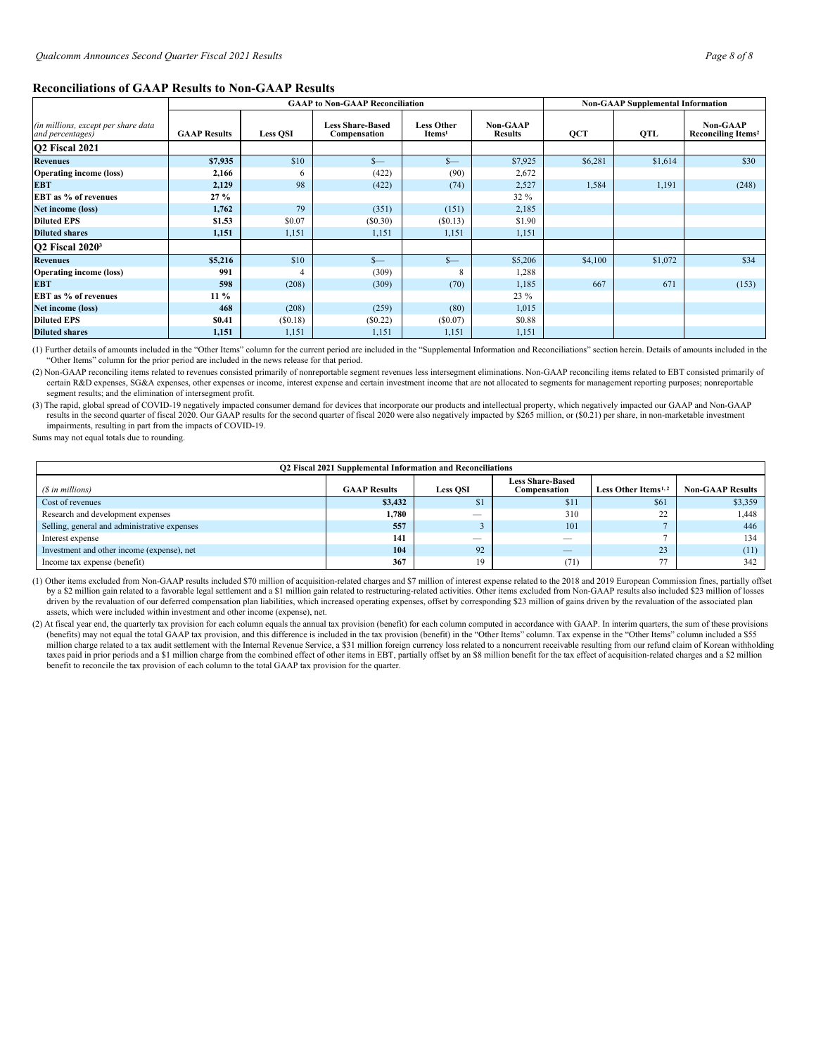## Reconciliations of GAAP Results to Non-GAAP Results

| | GAAP to Non-GAAP Reconciliation | | | | | Non-GAAP Supplemental Information | | |
|---|---|---|---|---|---|---|---|---|
| *(in millions, except per share data and percentages)* | GAAP Results | Less QSI | Less Share-Based Compensation | Less Other Items[1] | Non-GAAP Results | QCT | QTL | Non-GAAP Reconciling Items[2] |
| **Q2 Fiscal 2021** | | | | | | | | |
| **Revenues** | **$7,935** | $10 | $— | $— | $7,925 | $6,281 | $1,614 | $30 |
| **Operating income (loss)** | **2,166** | 6 | (422) | (90) | 2,672 | | | |
| **EBT** | **2,129** | 98 | (422) | (74) | 2,527 | 1,584 | 1,191 | (248) |
| **EBT as % of revenues** | **27 %** | | | | 32 % | | | |
| **Net income (loss)** | **1,762** | 79 | (351) | (151) | 2,185 | | | |
| **Diluted EPS** | **$1.53** | $0.07 | ($0.30) | ($0.13) | $1.90 | | | |
| **Diluted shares** | **1,151** | 1,151 | 1,151 | 1,151 | 1,151 | | | |
| **Q2 Fiscal 2020[3]** | | | | | | | | |
| **Revenues** | **$5,216** | $10 | $— | $— | $5,206 | $4,100 | $1,072 | $34 |
| **Operating income (loss)** | **991** | 4 | (309) | 8 | 1,288 | | | |
| **EBT** | **598** | (208) | (309) | (70) | 1,185 | 667 | 671 | (153) |
| **EBT as % of revenues** | **11 %** | | | | 23 % | | | |
| **Net income (loss)** | **468** | (208) | (259) | (80) | 1,015 | | | |
| **Diluted EPS** | **$0.41** | ($0.18) | ($0.22) | ($0.07) | $0.88 | | | |
| **Diluted shares** | **1,151** | 1,151 | 1,151 | 1,151 | 1,151 | | | |

(1) Further details of amounts included in the "Other Items" column for the current period are included in the "Supplemental Information and Reconciliations" section herein. Details of amounts included in the "Other Items" column for the prior period are included in the news release for that period.

(2) Non-GAAP reconciling items related to revenues consisted primarily of nonreportable segment revenues less intersegment eliminations. Non-GAAP reconciling items related to EBT consisted primarily of certain R&D expenses, SG&A expenses, other expenses or income, interest expense and certain investment income that are not allocated to segments for management reporting purposes; nonreportable segment results; and the elimination of intersegment profit.

(3) The rapid, global spread of COVID-19 negatively impacted consumer demand for devices that incorporate our products and intellectual property, which negatively impacted our GAAP and Non-GAAP results in the second quarter of fiscal 2020. Our GAAP results for the second quarter of fiscal 2020 were also negatively impacted by $265 million, or ($0.21) per share, in non-marketable investment impairments, resulting in part from the impacts of COVID-19.

Sums may not equal totals due to rounding.

| Q2 Fiscal 2021 Supplemental Information and Reconciliations | | | | | |
|---|---|---|---|---|---|
| *($ in millions)* | GAAP Results | Less QSI | Less Share-Based Compensation | Less Other Items[1, 2] | Non-GAAP Results |
| Cost of revenues | **$3,432** | $1 | $11 | $61 | $3,359 |
| Research and development expenses | **1,780** | — | 310 | 22 | 1,448 |
| Selling, general and administrative expenses | **557** | 3 | 101 | 7 | 446 |
| Interest expense | **141** | — | — | 7 | 134 |
| Investment and other income (expense), net | **104** | 92 | — | 23 | (11) |
| Income tax expense (benefit) | **367** | 19 | (71) | 77 | 342 |

(1) Other items excluded from Non-GAAP results included $70 million of acquisition-related charges and $7 million of interest expense related to the 2018 and 2019 European Commission fines, partially offset by a $2 million gain related to a favorable legal settlement and a $1 million gain related to restructuring-related activities. Other items excluded from Non-GAAP results also included $23 million of losses driven by the revaluation of our deferred compensation plan liabilities, which increased operating expenses, offset by corresponding $23 million of gains driven by the revaluation of the associated plan assets, which were included within investment and other income (expense), net.

(2) At fiscal year end, the quarterly tax provision for each column equals the annual tax provision (benefit) for each column computed in accordance with GAAP. In interim quarters, the sum of these provisions (benefits) may not equal the total GAAP tax provision, and this difference is included in the tax provision (benefit) in the "Other Items" column. Tax expense in the "Other Items" column included a $55 million charge related to a tax audit settlement with the Internal Revenue Service, a $31 million foreign currency loss related to a noncurrent receivable resulting from our refund claim of Korean withholding taxes paid in prior periods and a $1 million charge from the combined effect of other items in EBT, partially offset by an $8 million benefit for the tax effect of acquisition-related charges and a $2 million benefit to reconcile the tax provision of each column to the total GAAP tax provision for the quarter.